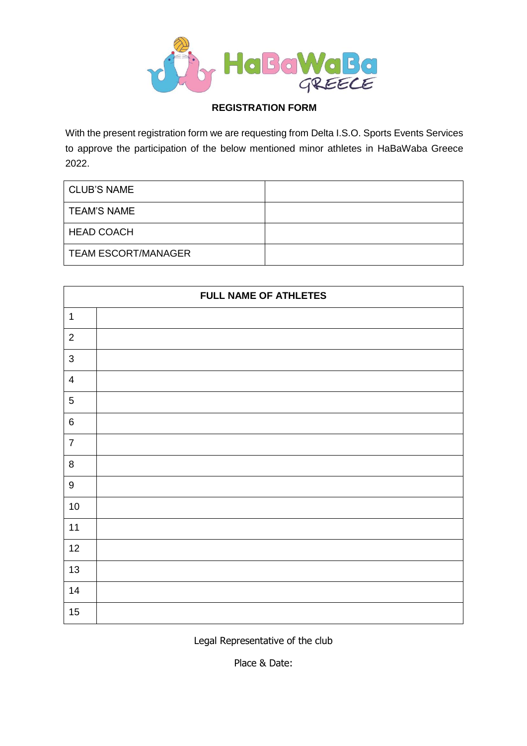HaBaWaBa GREECE

## REGISTRATION FORM

With the present registration form we are requesting from Delta I.S.O. Sports Events Services to approve the participation of the below mentioned minor athletes in HaBaWaba Greece 2022.

| CLUB'S NAME | |
|---|---|
| TEAM'S NAME | |
| HEAD COACH | |
| TEAM ESCORT/MANAGER | |

| FULL NAME OF ATHLETES | |
|---|---|
| 1 | |
| 2 | |
| 3 | |
| 4 | |
| 5 | |
| 6 | |
| 7 | |
| 8 | |
| 9 | |
| 10 | |
| 11 | |
| 12 | |
| 13 | |
| 14 | |
| 15 | |

Legal Representative of the club

Place & Date: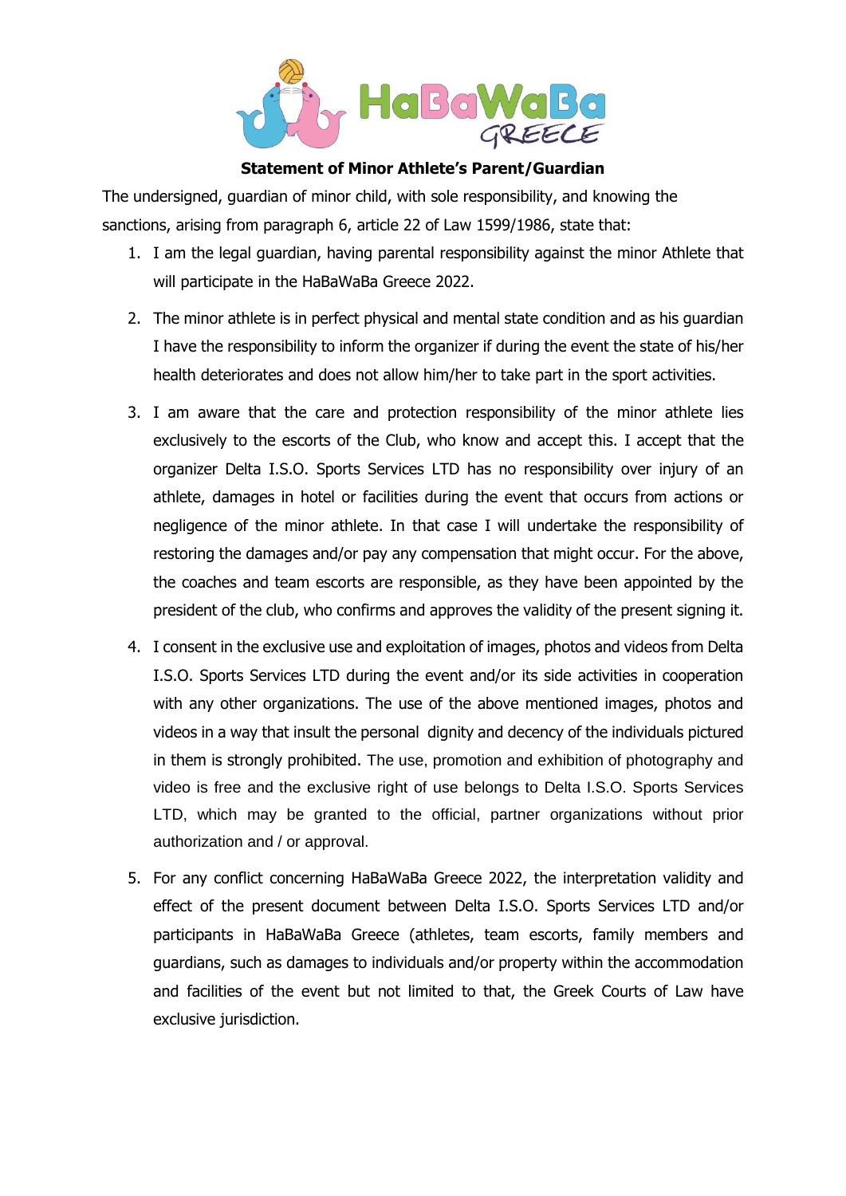**Statement of Minor Athlete's Parent/Guardian**

The undersigned, guardian of minor child, with sole responsibility, and knowing the sanctions, arising from paragraph 6, article 22 of Law 1599/1986, state that:

1. I am the legal guardian, having parental responsibility against the minor Athlete that will participate in the HaBaWaBa Greece 2022.
2. The minor athlete is in perfect physical and mental state condition and as his guardian I have the responsibility to inform the organizer if during the event the state of his/her health deteriorates and does not allow him/her to take part in the sport activities.
3. I am aware that the care and protection responsibility of the minor athlete lies exclusively to the escorts of the Club, who know and accept this. I accept that the organizer Delta I.S.O. Sports Services LTD has no responsibility over injury of an athlete, damages in hotel or facilities during the event that occurs from actions or negligence of the minor athlete. In that case I will undertake the responsibility of restoring the damages and/or pay any compensation that might occur. For the above, the coaches and team escorts are responsible, as they have been appointed by the president of the club, who confirms and approves the validity of the present signing it.
4. I consent in the exclusive use and exploitation of images, photos and videos from Delta I.S.O. Sports Services LTD during the event and/or its side activities in cooperation with any other organizations. The use of the above mentioned images, photos and videos in a way that insult the personal dignity and decency of the individuals pictured in them is strongly prohibited. The use, promotion and exhibition of photography and video is free and the exclusive right of use belongs to Delta I.S.O. Sports Services LTD, which may be granted to the official, partner organizations without prior authorization and / or approval.
5. For any conflict concerning HaBaWaBa Greece 2022, the interpretation validity and effect of the present document between Delta I.S.O. Sports Services LTD and/or participants in HaBaWaBa Greece (athletes, team escorts, family members and guardians, such as damages to individuals and/or property within the accommodation and facilities of the event but not limited to that, the Greek Courts of Law have exclusive jurisdiction.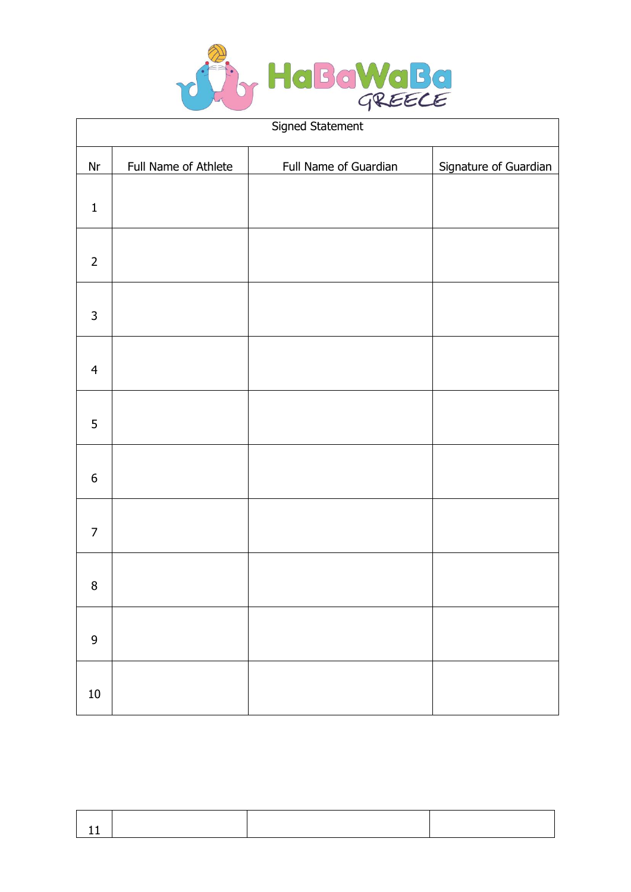HaBaWaBa GREECE

| Signed Statement | | | |
|---|---|---|---|
| Nr | Full Name of Athlete | Full Name of Guardian | Signature of Guardian |
| 1 | | | |
| 2 | | | |
| 3 | | | |
| 4 | | | |
| 5 | | | |
| 6 | | | |
| 7 | | | |
| 8 | | | |
| 9 | | | |
| 10 | | | |
| 11 | | | |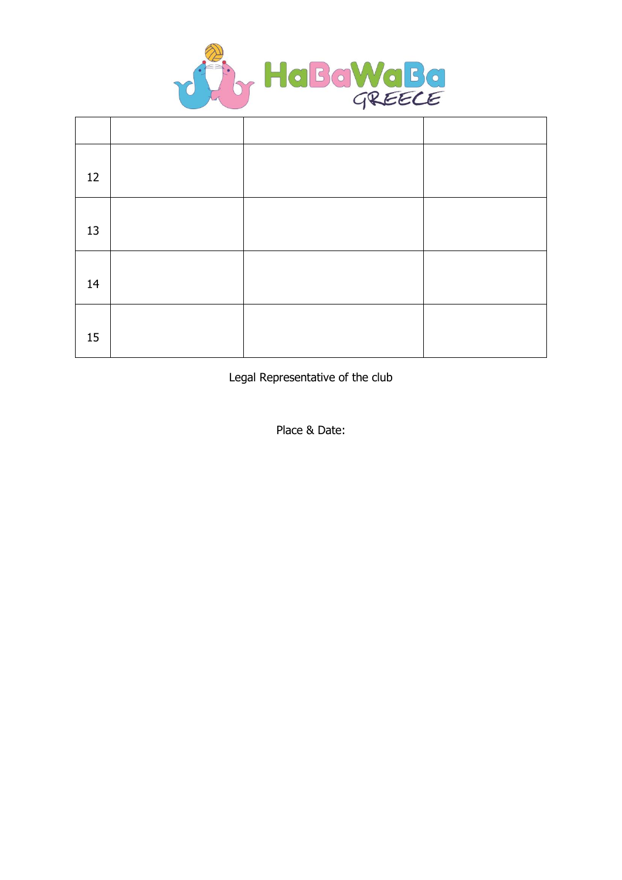| | | | |
|---|---|---|---|
| 12 | | | |
| 13 | | | |
| 14 | | | |
| 15 | | | |

Legal Representative of the club

Place & Date: